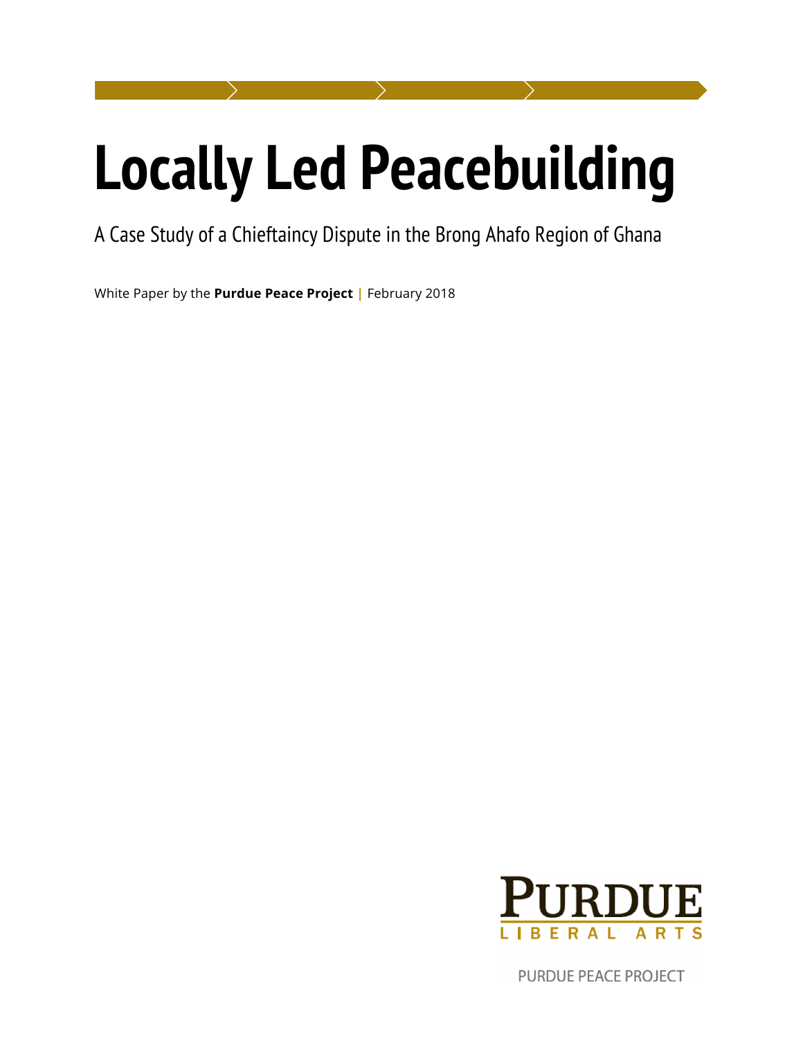# Locally Led Peacebuilding

## A Case Study of a Chieftaincy Dispute in the Brong Ahafo Region of Ghana

White Paper by the **Purdue Peace Project** | February 2018

PURDUE LIBERAL ARTS

PURDUE PEACE PROJECT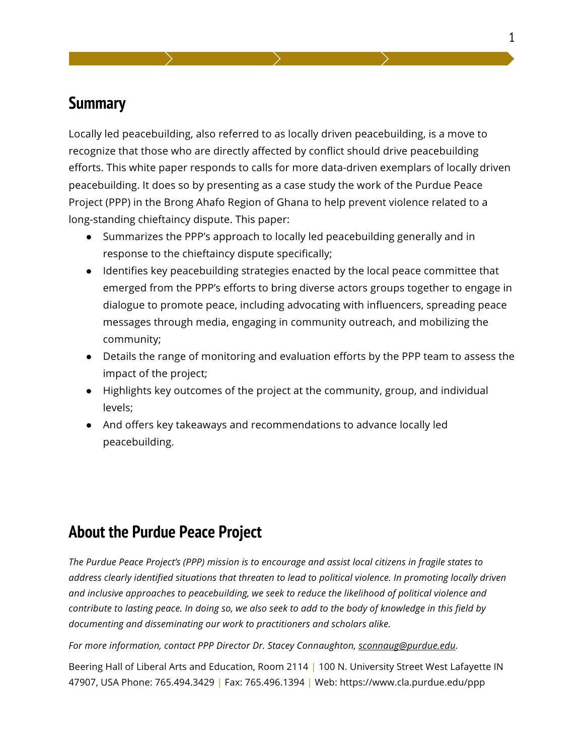## Summary

Locally led peacebuilding, also referred to as locally driven peacebuilding, is a move to recognize that those who are directly affected by conflict should drive peacebuilding efforts. This white paper responds to calls for more data-driven exemplars of locally driven peacebuilding. It does so by presenting as a case study the work of the Purdue Peace Project (PPP) in the Brong Ahafo Region of Ghana to help prevent violence related to a long-standing chieftaincy dispute. This paper:

- Summarizes the PPP's approach to locally led peacebuilding generally and in response to the chieftaincy dispute specifically;
- Identifies key peacebuilding strategies enacted by the local peace committee that emerged from the PPP's efforts to bring diverse actors groups together to engage in dialogue to promote peace, including advocating with influencers, spreading peace messages through media, engaging in community outreach, and mobilizing the community;
- Details the range of monitoring and evaluation efforts by the PPP team to assess the impact of the project;
- Highlights key outcomes of the project at the community, group, and individual levels;
- And offers key takeaways and recommendations to advance locally led peacebuilding.

## About the Purdue Peace Project

*The Purdue Peace Project's (PPP) mission is to encourage and assist local citizens in fragile states to address clearly identified situations that threaten to lead to political violence. In promoting locally driven and inclusive approaches to peacebuilding, we seek to reduce the likelihood of political violence and contribute to lasting peace. In doing so, we also seek to add to the body of knowledge in this field by documenting and disseminating our work to practitioners and scholars alike.*

*For more information, contact PPP Director Dr. Stacey Connaughton, sconnaug@purdue.edu.*

Beering Hall of Liberal Arts and Education, Room 2114 | 100 N. University Street West Lafayette IN 47907, USA Phone: 765.494.3429 | Fax: 765.496.1394 | Web: https://www.cla.purdue.edu/ppp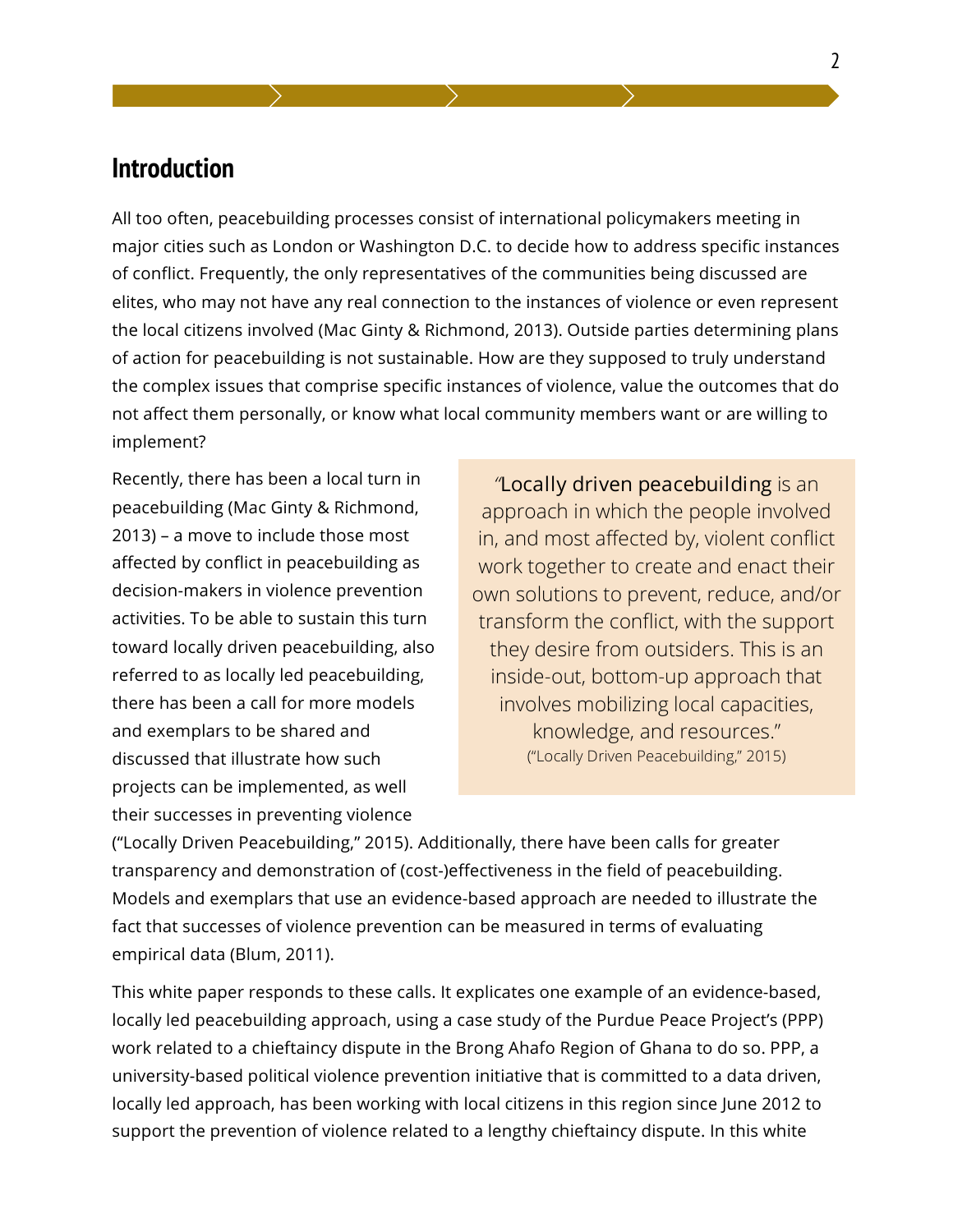## Introduction

All too often, peacebuilding processes consist of international policymakers meeting in major cities such as London or Washington D.C. to decide how to address specific instances of conflict. Frequently, the only representatives of the communities being discussed are elites, who may not have any real connection to the instances of violence or even represent the local citizens involved (Mac Ginty & Richmond, 2013). Outside parties determining plans of action for peacebuilding is not sustainable. How are they supposed to truly understand the complex issues that comprise specific instances of violence, value the outcomes that do not affect them personally, or know what local community members want or are willing to implement?

> "Locally driven peacebuilding is an approach in which the people involved in, and most affected by, violent conflict work together to create and enact their own solutions to prevent, reduce, and/or transform the conflict, with the support they desire from outsiders. This is an inside-out, bottom-up approach that involves mobilizing local capacities, knowledge, and resources."
> ("Locally Driven Peacebuilding," 2015)

Recently, there has been a local turn in peacebuilding (Mac Ginty & Richmond, 2013) – a move to include those most affected by conflict in peacebuilding as decision-makers in violence prevention activities. To be able to sustain this turn toward locally driven peacebuilding, also referred to as locally led peacebuilding, there has been a call for more models and exemplars to be shared and discussed that illustrate how such projects can be implemented, as well their successes in preventing violence ("Locally Driven Peacebuilding," 2015). Additionally, there have been calls for greater transparency and demonstration of (cost-)effectiveness in the field of peacebuilding. Models and exemplars that use an evidence-based approach are needed to illustrate the fact that successes of violence prevention can be measured in terms of evaluating empirical data (Blum, 2011).

This white paper responds to these calls. It explicates one example of an evidence-based, locally led peacebuilding approach, using a case study of the Purdue Peace Project's (PPP) work related to a chieftaincy dispute in the Brong Ahafo Region of Ghana to do so. PPP, a university-based political violence prevention initiative that is committed to a data driven, locally led approach, has been working with local citizens in this region since June 2012 to support the prevention of violence related to a lengthy chieftaincy dispute. In this white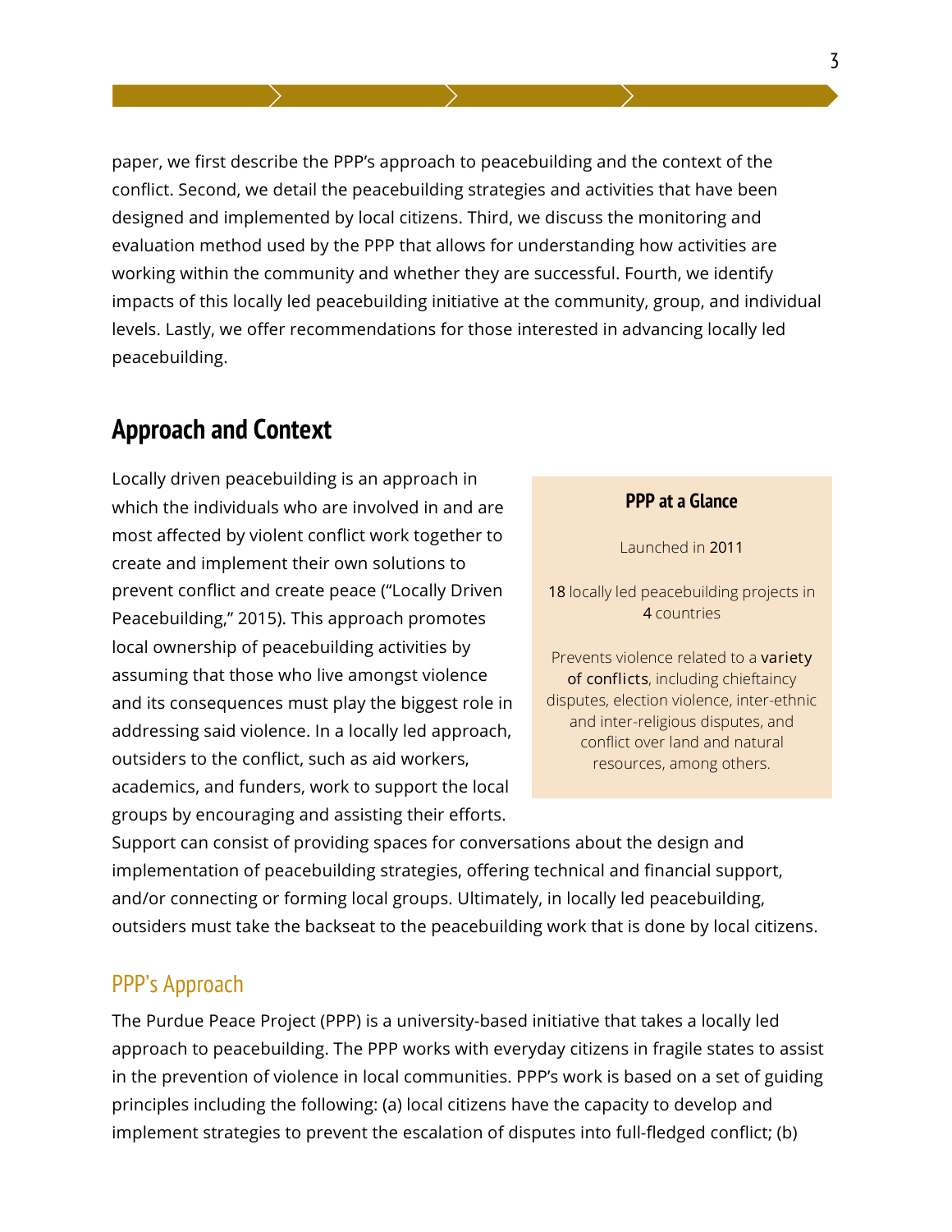paper, we first describe the PPP's approach to peacebuilding and the context of the conflict. Second, we detail the peacebuilding strategies and activities that have been designed and implemented by local citizens. Third, we discuss the monitoring and evaluation method used by the PPP that allows for understanding how activities are working within the community and whether they are successful. Fourth, we identify impacts of this locally led peacebuilding initiative at the community, group, and individual levels. Lastly, we offer recommendations for those interested in advancing locally led peacebuilding.

## Approach and Context

Locally driven peacebuilding is an approach in which the individuals who are involved in and are most affected by violent conflict work together to create and implement their own solutions to prevent conflict and create peace ("Locally Driven Peacebuilding," 2015). This approach promotes local ownership of peacebuilding activities by assuming that those who live amongst violence and its consequences must play the biggest role in addressing said violence. In a locally led approach, outsiders to the conflict, such as aid workers, academics, and funders, work to support the local groups by encouraging and assisting their efforts. Support can consist of providing spaces for conversations about the design and implementation of peacebuilding strategies, offering technical and financial support, and/or connecting or forming local groups. Ultimately, in locally led peacebuilding, outsiders must take the backseat to the peacebuilding work that is done by local citizens.

> **PPP at a Glance**
>
> Launched in 2011
>
> 18 locally led peacebuilding projects in 4 countries
>
> Prevents violence related to a variety of conflicts, including chieftaincy disputes, election violence, inter-ethnic and inter-religious disputes, and conflict over land and natural resources, among others.

### PPP's Approach

The Purdue Peace Project (PPP) is a university-based initiative that takes a locally led approach to peacebuilding. The PPP works with everyday citizens in fragile states to assist in the prevention of violence in local communities. PPP's work is based on a set of guiding principles including the following: (a) local citizens have the capacity to develop and implement strategies to prevent the escalation of disputes into full-fledged conflict; (b)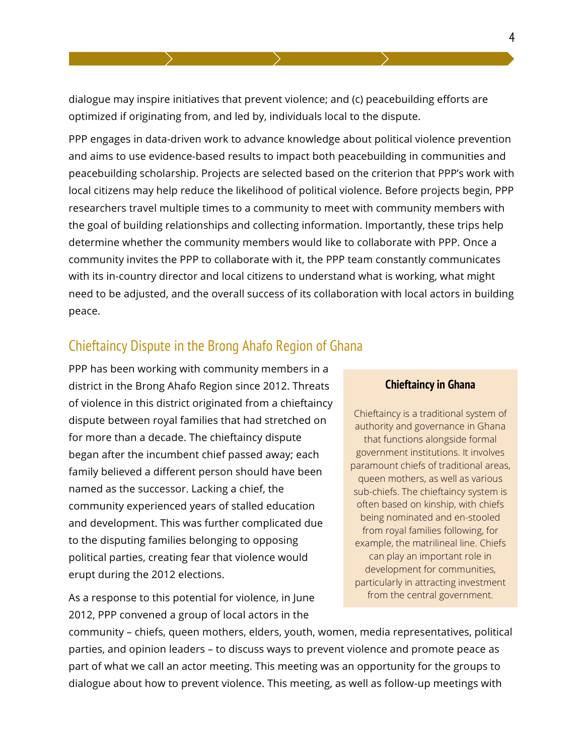dialogue may inspire initiatives that prevent violence; and (c) peacebuilding efforts are optimized if originating from, and led by, individuals local to the dispute.

PPP engages in data-driven work to advance knowledge about political violence prevention and aims to use evidence-based results to impact both peacebuilding in communities and peacebuilding scholarship. Projects are selected based on the criterion that PPP's work with local citizens may help reduce the likelihood of political violence. Before projects begin, PPP researchers travel multiple times to a community to meet with community members with the goal of building relationships and collecting information. Importantly, these trips help determine whether the community members would like to collaborate with PPP. Once a community invites the PPP to collaborate with it, the PPP team constantly communicates with its in-country director and local citizens to understand what is working, what might need to be adjusted, and the overall success of its collaboration with local actors in building peace.

## Chieftaincy Dispute in the Brong Ahafo Region of Ghana

PPP has been working with community members in a district in the Brong Ahafo Region since 2012. Threats of violence in this district originated from a chieftaincy dispute between royal families that had stretched on for more than a decade. The chieftaincy dispute began after the incumbent chief passed away; each family believed a different person should have been named as the successor. Lacking a chief, the community experienced years of stalled education and development. This was further complicated due to the disputing families belonging to opposing political parties, creating fear that violence would erupt during the 2012 elections.

As a response to this potential for violence, in June 2012, PPP convened a group of local actors in the community – chiefs, queen mothers, elders, youth, women, media representatives, political parties, and opinion leaders – to discuss ways to prevent violence and promote peace as part of what we call an actor meeting. This meeting was an opportunity for the groups to dialogue about how to prevent violence. This meeting, as well as follow-up meetings with

> **Chieftaincy in Ghana**
>
> Chieftaincy is a traditional system of authority and governance in Ghana that functions alongside formal government institutions. It involves paramount chiefs of traditional areas, queen mothers, as well as various sub-chiefs. The chieftaincy system is often based on kinship, with chiefs being nominated and en-stooled from royal families following, for example, the matrilineal line. Chiefs can play an important role in development for communities, particularly in attracting investment from the central government.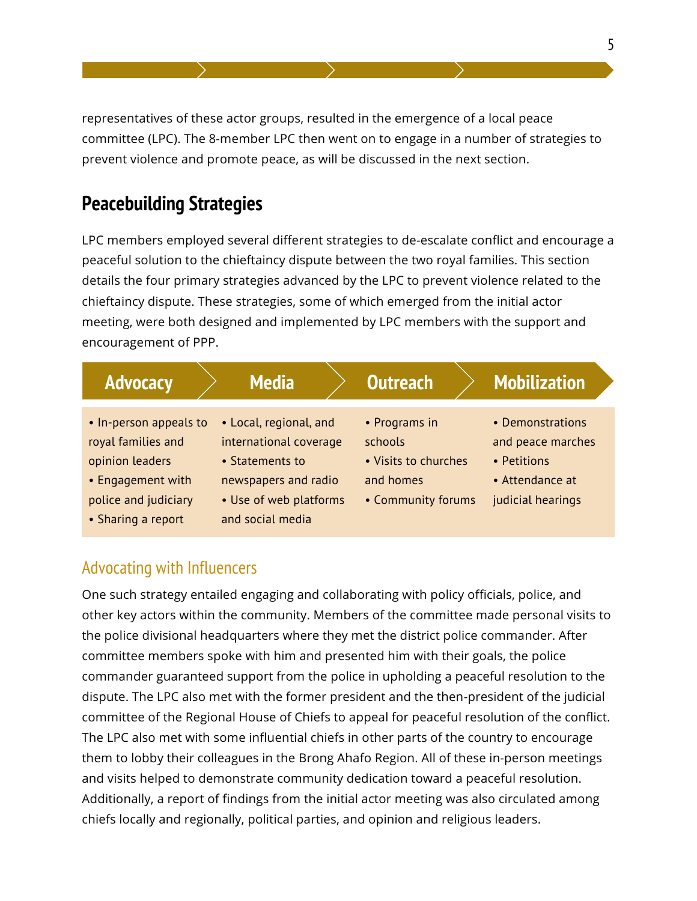representatives of these actor groups, resulted in the emergence of a local peace committee (LPC). The 8-member LPC then went on to engage in a number of strategies to prevent violence and promote peace, as will be discussed in the next section.

## Peacebuilding Strategies

LPC members employed several different strategies to de-escalate conflict and encourage a peaceful solution to the chieftaincy dispute between the two royal families. This section details the four primary strategies advanced by the LPC to prevent violence related to the chieftaincy dispute. These strategies, some of which emerged from the initial actor meeting, were both designed and implemented by LPC members with the support and encouragement of PPP.

| Advocacy | Media | Outreach | Mobilization |
|---|---|---|---|
| • In-person appeals to royal families and opinion leaders<br>• Engagement with police and judiciary<br>• Sharing a report | • Local, regional, and international coverage<br>• Statements to newspapers and radio<br>• Use of web platforms and social media | • Programs in schools<br>• Visits to churches and homes<br>• Community forums | • Demonstrations and peace marches<br>• Petitions<br>• Attendance at judicial hearings |

### Advocating with Influencers

One such strategy entailed engaging and collaborating with policy officials, police, and other key actors within the community. Members of the committee made personal visits to the police divisional headquarters where they met the district police commander. After committee members spoke with him and presented him with their goals, the police commander guaranteed support from the police in upholding a peaceful resolution to the dispute. The LPC also met with the former president and the then-president of the judicial committee of the Regional House of Chiefs to appeal for peaceful resolution of the conflict. The LPC also met with some influential chiefs in other parts of the country to encourage them to lobby their colleagues in the Brong Ahafo Region. All of these in-person meetings and visits helped to demonstrate community dedication toward a peaceful resolution. Additionally, a report of findings from the initial actor meeting was also circulated among chiefs locally and regionally, political parties, and opinion and religious leaders.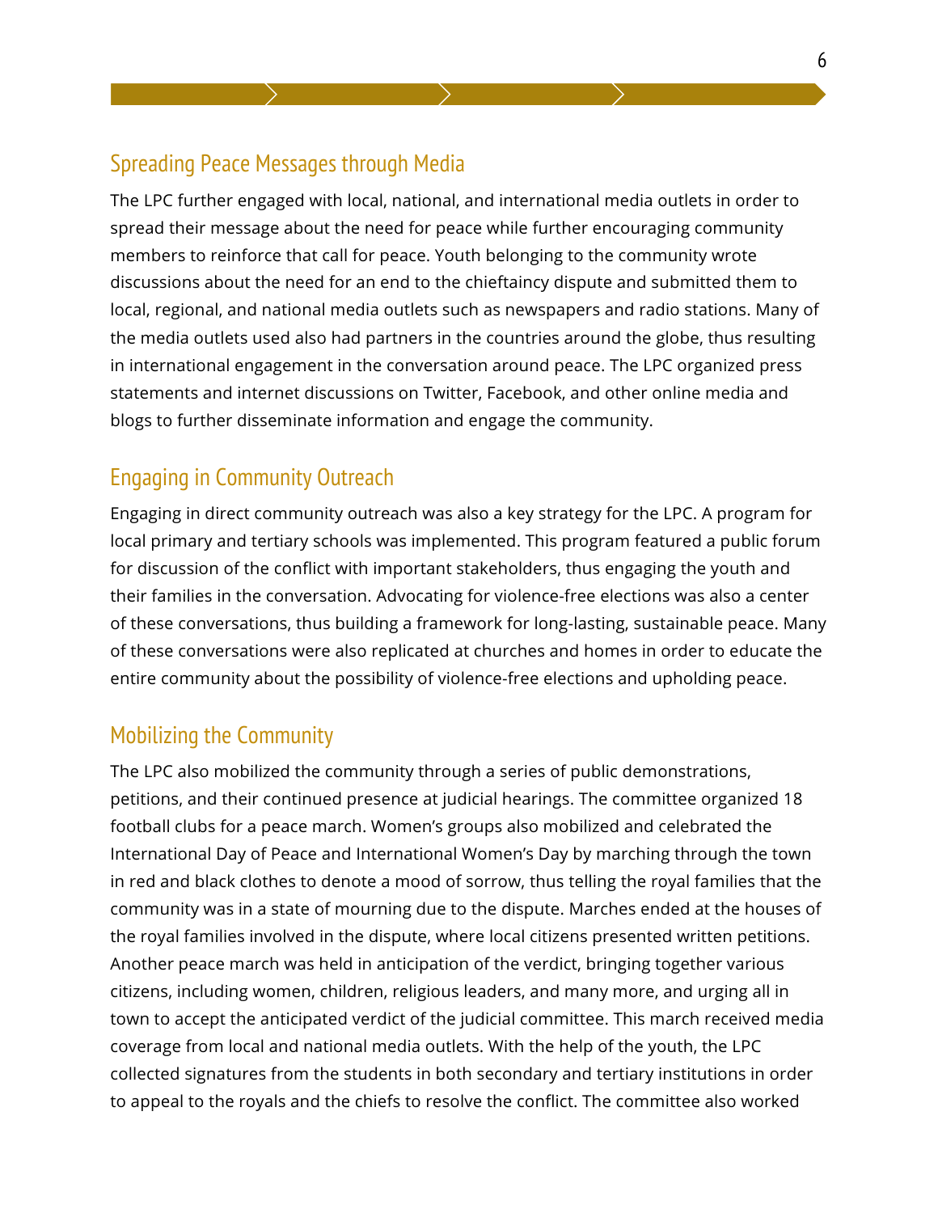## Spreading Peace Messages through Media

The LPC further engaged with local, national, and international media outlets in order to spread their message about the need for peace while further encouraging community members to reinforce that call for peace. Youth belonging to the community wrote discussions about the need for an end to the chieftaincy dispute and submitted them to local, regional, and national media outlets such as newspapers and radio stations. Many of the media outlets used also had partners in the countries around the globe, thus resulting in international engagement in the conversation around peace. The LPC organized press statements and internet discussions on Twitter, Facebook, and other online media and blogs to further disseminate information and engage the community.

## Engaging in Community Outreach

Engaging in direct community outreach was also a key strategy for the LPC. A program for local primary and tertiary schools was implemented. This program featured a public forum for discussion of the conflict with important stakeholders, thus engaging the youth and their families in the conversation. Advocating for violence-free elections was also a center of these conversations, thus building a framework for long-lasting, sustainable peace. Many of these conversations were also replicated at churches and homes in order to educate the entire community about the possibility of violence-free elections and upholding peace.

## Mobilizing the Community

The LPC also mobilized the community through a series of public demonstrations, petitions, and their continued presence at judicial hearings. The committee organized 18 football clubs for a peace march. Women's groups also mobilized and celebrated the International Day of Peace and International Women's Day by marching through the town in red and black clothes to denote a mood of sorrow, thus telling the royal families that the community was in a state of mourning due to the dispute. Marches ended at the houses of the royal families involved in the dispute, where local citizens presented written petitions. Another peace march was held in anticipation of the verdict, bringing together various citizens, including women, children, religious leaders, and many more, and urging all in town to accept the anticipated verdict of the judicial committee. This march received media coverage from local and national media outlets. With the help of the youth, the LPC collected signatures from the students in both secondary and tertiary institutions in order to appeal to the royals and the chiefs to resolve the conflict. The committee also worked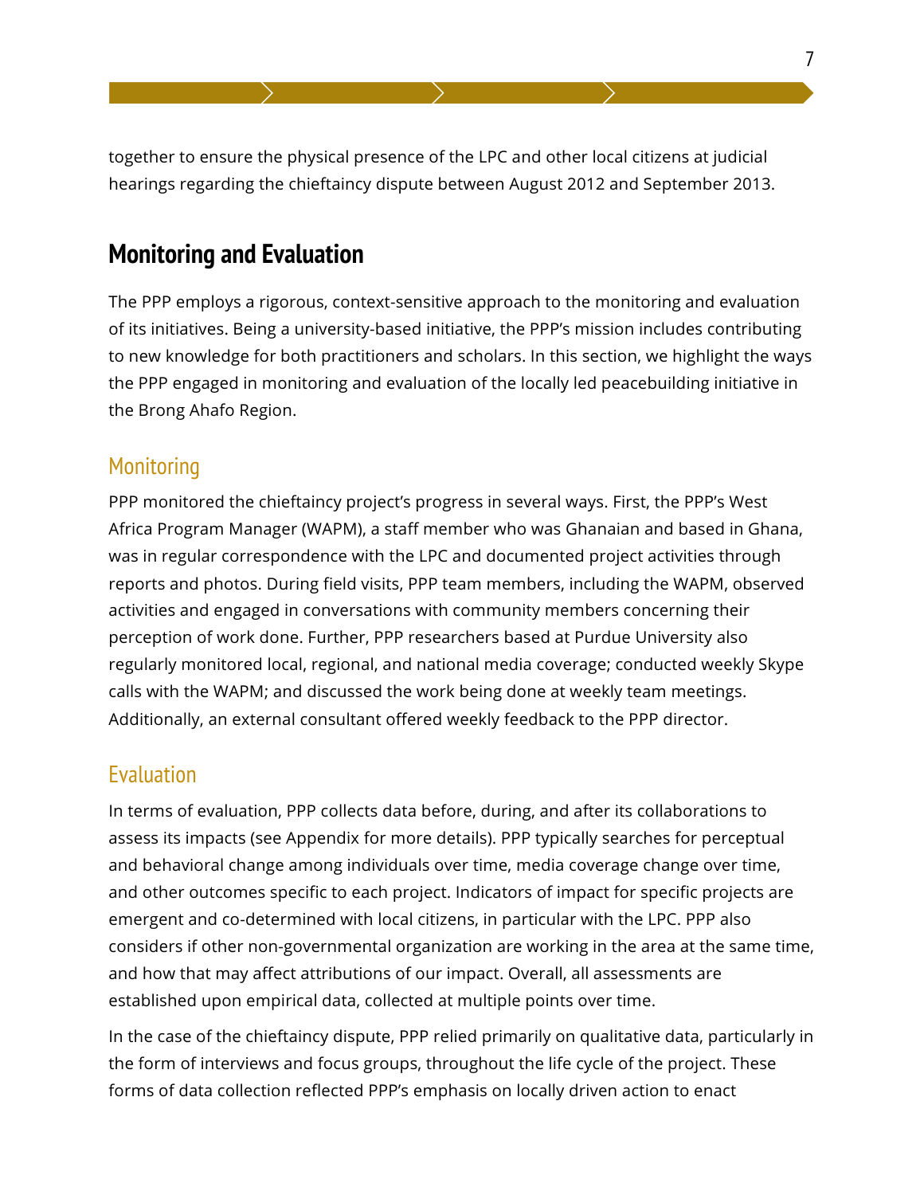together to ensure the physical presence of the LPC and other local citizens at judicial hearings regarding the chieftaincy dispute between August 2012 and September 2013.

## Monitoring and Evaluation

The PPP employs a rigorous, context-sensitive approach to the monitoring and evaluation of its initiatives. Being a university-based initiative, the PPP's mission includes contributing to new knowledge for both practitioners and scholars. In this section, we highlight the ways the PPP engaged in monitoring and evaluation of the locally led peacebuilding initiative in the Brong Ahafo Region.

### Monitoring

PPP monitored the chieftaincy project's progress in several ways. First, the PPP's West Africa Program Manager (WAPM), a staff member who was Ghanaian and based in Ghana, was in regular correspondence with the LPC and documented project activities through reports and photos. During field visits, PPP team members, including the WAPM, observed activities and engaged in conversations with community members concerning their perception of work done. Further, PPP researchers based at Purdue University also regularly monitored local, regional, and national media coverage; conducted weekly Skype calls with the WAPM; and discussed the work being done at weekly team meetings. Additionally, an external consultant offered weekly feedback to the PPP director.

### Evaluation

In terms of evaluation, PPP collects data before, during, and after its collaborations to assess its impacts (see Appendix for more details). PPP typically searches for perceptual and behavioral change among individuals over time, media coverage change over time, and other outcomes specific to each project. Indicators of impact for specific projects are emergent and co-determined with local citizens, in particular with the LPC. PPP also considers if other non-governmental organization are working in the area at the same time, and how that may affect attributions of our impact. Overall, all assessments are established upon empirical data, collected at multiple points over time.

In the case of the chieftaincy dispute, PPP relied primarily on qualitative data, particularly in the form of interviews and focus groups, throughout the life cycle of the project. These forms of data collection reflected PPP's emphasis on locally driven action to enact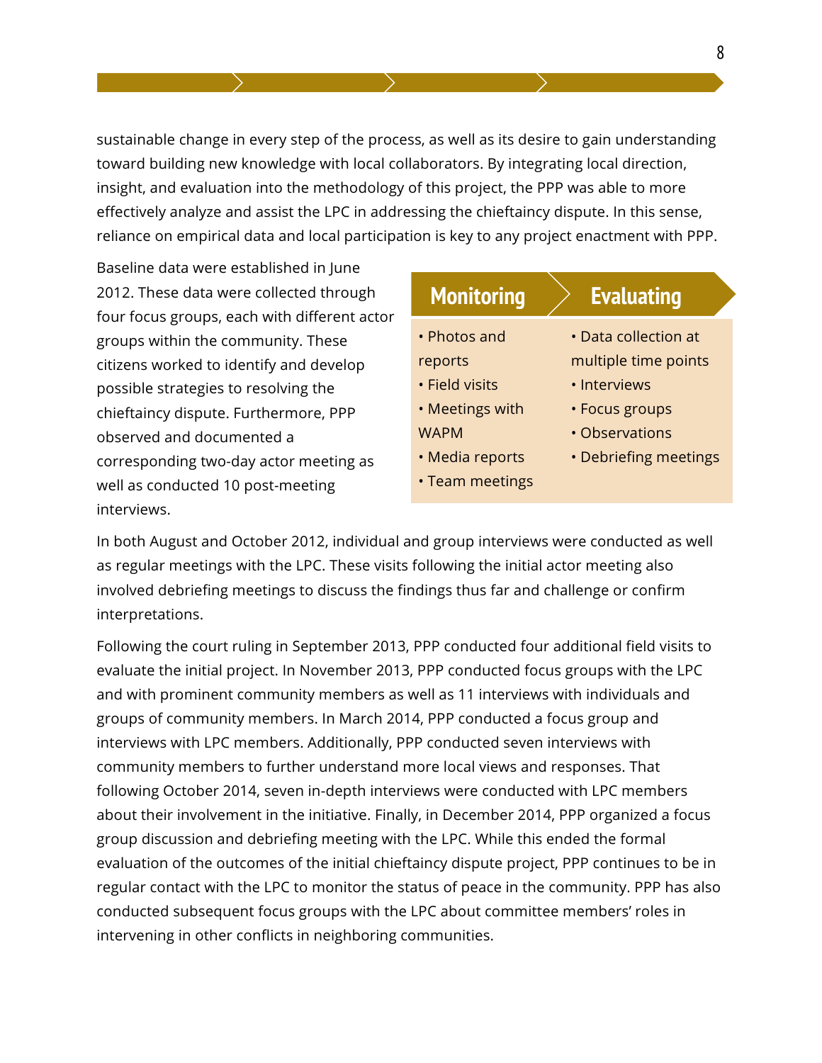sustainable change in every step of the process, as well as its desire to gain understanding toward building new knowledge with local collaborators. By integrating local direction, insight, and evaluation into the methodology of this project, the PPP was able to more effectively analyze and assist the LPC in addressing the chieftaincy dispute. In this sense, reliance on empirical data and local participation is key to any project enactment with PPP.

Baseline data were established in June 2012. These data were collected through four focus groups, each with different actor groups within the community. These citizens worked to identify and develop possible strategies to resolving the chieftaincy dispute. Furthermore, PPP observed and documented a corresponding two-day actor meeting as well as conducted 10 post-meeting interviews.

| Monitoring | Evaluating |
| --- | --- |
| • Photos and reports<br>• Field visits<br>• Meetings with WAPM<br>• Media reports<br>• Team meetings | • Data collection at multiple time points<br>• Interviews<br>• Focus groups<br>• Observations<br>• Debriefing meetings |

In both August and October 2012, individual and group interviews were conducted as well as regular meetings with the LPC. These visits following the initial actor meeting also involved debriefing meetings to discuss the findings thus far and challenge or confirm interpretations.

Following the court ruling in September 2013, PPP conducted four additional field visits to evaluate the initial project. In November 2013, PPP conducted focus groups with the LPC and with prominent community members as well as 11 interviews with individuals and groups of community members. In March 2014, PPP conducted a focus group and interviews with LPC members. Additionally, PPP conducted seven interviews with community members to further understand more local views and responses. That following October 2014, seven in-depth interviews were conducted with LPC members about their involvement in the initiative. Finally, in December 2014, PPP organized a focus group discussion and debriefing meeting with the LPC. While this ended the formal evaluation of the outcomes of the initial chieftaincy dispute project, PPP continues to be in regular contact with the LPC to monitor the status of peace in the community. PPP has also conducted subsequent focus groups with the LPC about committee members' roles in intervening in other conflicts in neighboring communities.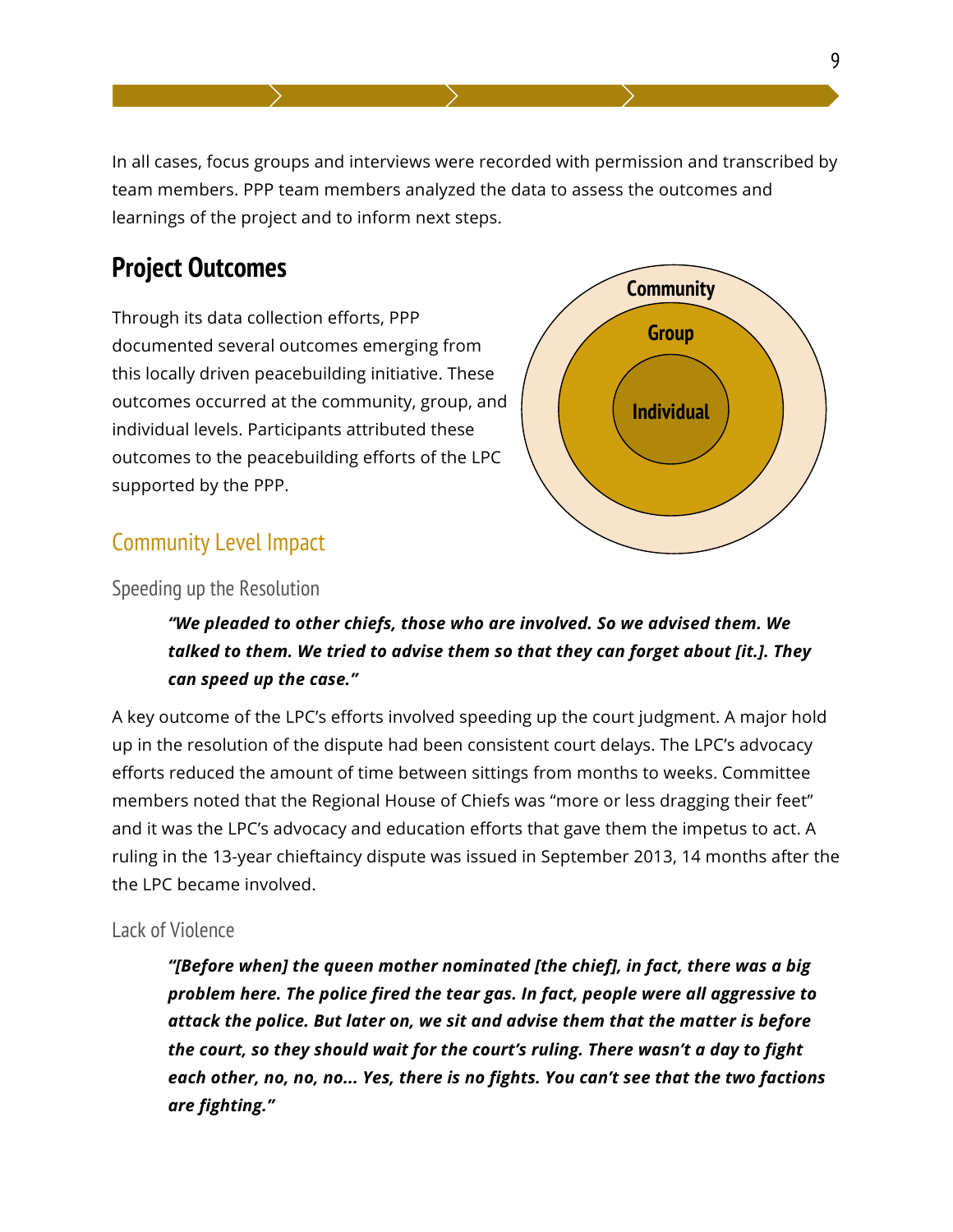In all cases, focus groups and interviews were recorded with permission and transcribed by team members. PPP team members analyzed the data to assess the outcomes and learnings of the project and to inform next steps.

## Project Outcomes

Through its data collection efforts, PPP documented several outcomes emerging from this locally driven peacebuilding initiative. These outcomes occurred at the community, group, and individual levels. Participants attributed these outcomes to the peacebuilding efforts of the LPC supported by the PPP.

Community

Group

Individual

### Community Level Impact

#### Speeding up the Resolution

> ***"We pleaded to other chiefs, those who are involved. So we advised them. We talked to them. We tried to advise them so that they can forget about [it.]. They can speed up the case."***

A key outcome of the LPC's efforts involved speeding up the court judgment. A major hold up in the resolution of the dispute had been consistent court delays. The LPC's advocacy efforts reduced the amount of time between sittings from months to weeks. Committee members noted that the Regional House of Chiefs was "more or less dragging their feet" and it was the LPC's advocacy and education efforts that gave them the impetus to act. A ruling in the 13-year chieftaincy dispute was issued in September 2013, 14 months after the the LPC became involved.

#### Lack of Violence

> ***"[Before when] the queen mother nominated [the chief], in fact, there was a big problem here. The police fired the tear gas. In fact, people were all aggressive to attack the police. But later on, we sit and advise them that the matter is before the court, so they should wait for the court's ruling. There wasn't a day to fight each other, no, no, no... Yes, there is no fights. You can't see that the two factions are fighting."***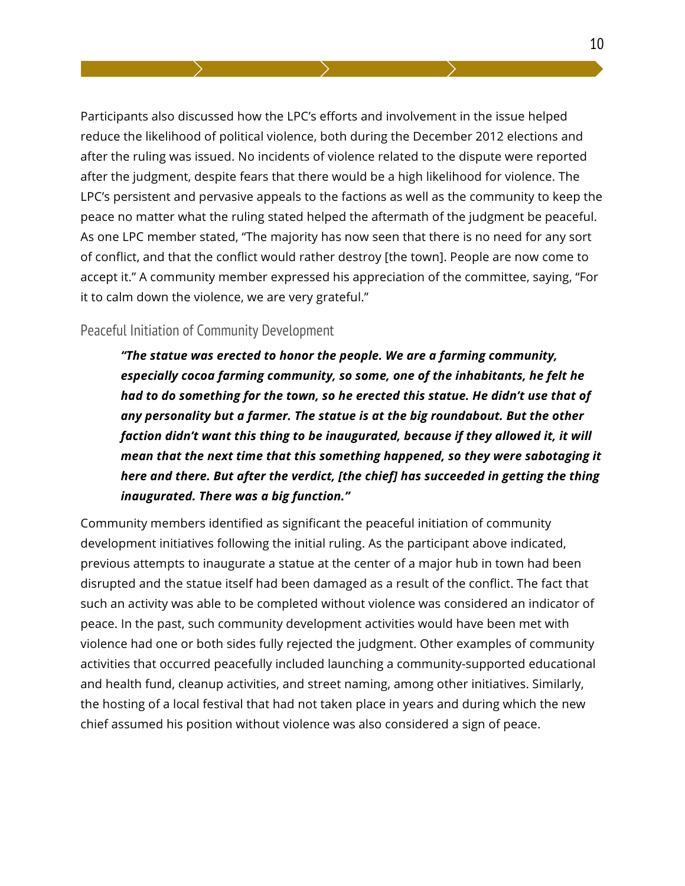Participants also discussed how the LPC's efforts and involvement in the issue helped reduce the likelihood of political violence, both during the December 2012 elections and after the ruling was issued. No incidents of violence related to the dispute were reported after the judgment, despite fears that there would be a high likelihood for violence. The LPC's persistent and pervasive appeals to the factions as well as the community to keep the peace no matter what the ruling stated helped the aftermath of the judgment be peaceful. As one LPC member stated, "The majority has now seen that there is no need for any sort of conflict, and that the conflict would rather destroy [the town]. People are now come to accept it." A community member expressed his appreciation of the committee, saying, "For it to calm down the violence, we are very grateful."

### Peaceful Initiation of Community Development

> ***"The statue was erected to honor the people. We are a farming community, especially cocoa farming community, so some, one of the inhabitants, he felt he had to do something for the town, so he erected this statue. He didn't use that of any personality but a farmer. The statue is at the big roundabout. But the other faction didn't want this thing to be inaugurated, because if they allowed it, it will mean that the next time that this something happened, so they were sabotaging it here and there. But after the verdict, [the chief] has succeeded in getting the thing inaugurated. There was a big function."***

Community members identified as significant the peaceful initiation of community development initiatives following the initial ruling. As the participant above indicated, previous attempts to inaugurate a statue at the center of a major hub in town had been disrupted and the statue itself had been damaged as a result of the conflict. The fact that such an activity was able to be completed without violence was considered an indicator of peace. In the past, such community development activities would have been met with violence had one or both sides fully rejected the judgment. Other examples of community activities that occurred peacefully included launching a community-supported educational and health fund, cleanup activities, and street naming, among other initiatives. Similarly, the hosting of a local festival that had not taken place in years and during which the new chief assumed his position without violence was also considered a sign of peace.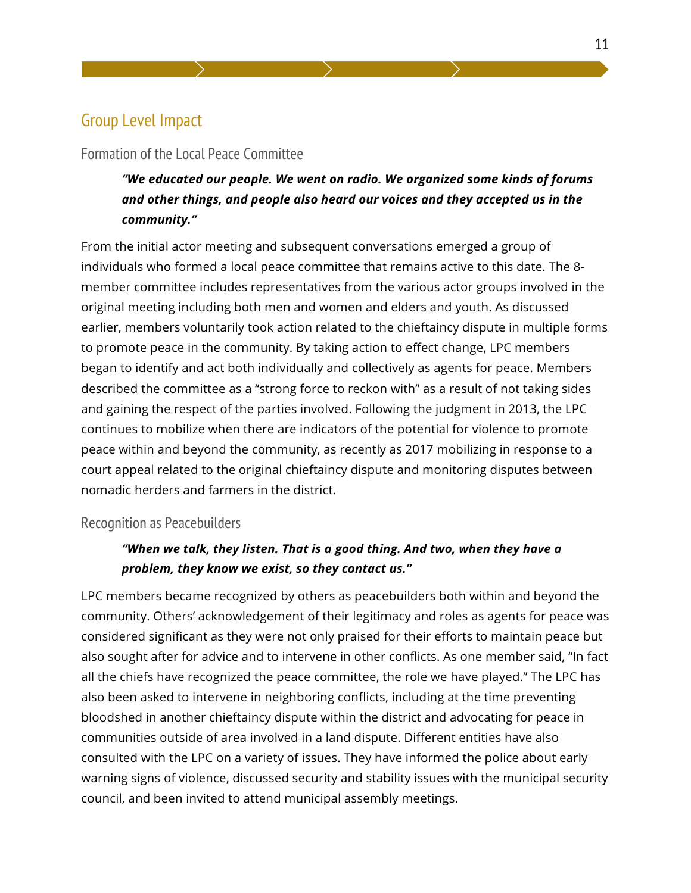## Group Level Impact

### Formation of the Local Peace Committee

> ***"We educated our people. We went on radio. We organized some kinds of forums and other things, and people also heard our voices and they accepted us in the community."***

From the initial actor meeting and subsequent conversations emerged a group of individuals who formed a local peace committee that remains active to this date. The 8-member committee includes representatives from the various actor groups involved in the original meeting including both men and women and elders and youth. As discussed earlier, members voluntarily took action related to the chieftaincy dispute in multiple forms to promote peace in the community. By taking action to effect change, LPC members began to identify and act both individually and collectively as agents for peace. Members described the committee as a "strong force to reckon with" as a result of not taking sides and gaining the respect of the parties involved. Following the judgment in 2013, the LPC continues to mobilize when there are indicators of the potential for violence to promote peace within and beyond the community, as recently as 2017 mobilizing in response to a court appeal related to the original chieftaincy dispute and monitoring disputes between nomadic herders and farmers in the district.

### Recognition as Peacebuilders

> ***"When we talk, they listen. That is a good thing. And two, when they have a problem, they know we exist, so they contact us."***

LPC members became recognized by others as peacebuilders both within and beyond the community. Others' acknowledgement of their legitimacy and roles as agents for peace was considered significant as they were not only praised for their efforts to maintain peace but also sought after for advice and to intervene in other conflicts. As one member said, "In fact all the chiefs have recognized the peace committee, the role we have played." The LPC has also been asked to intervene in neighboring conflicts, including at the time preventing bloodshed in another chieftaincy dispute within the district and advocating for peace in communities outside of area involved in a land dispute. Different entities have also consulted with the LPC on a variety of issues. They have informed the police about early warning signs of violence, discussed security and stability issues with the municipal security council, and been invited to attend municipal assembly meetings.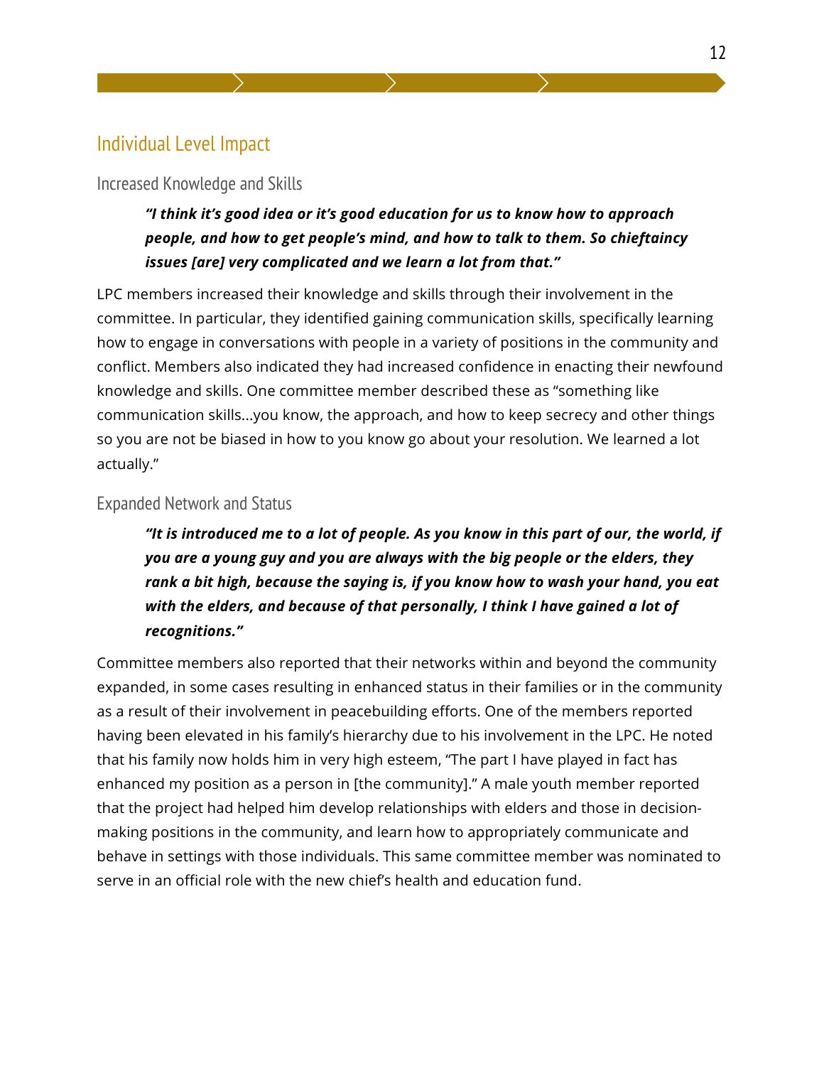## Individual Level Impact

### Increased Knowledge and Skills

> ***"I think it's good idea or it's good education for us to know how to approach people, and how to get people's mind, and how to talk to them. So chieftaincy issues [are] very complicated and we learn a lot from that."***

LPC members increased their knowledge and skills through their involvement in the committee. In particular, they identified gaining communication skills, specifically learning how to engage in conversations with people in a variety of positions in the community and conflict. Members also indicated they had increased confidence in enacting their newfound knowledge and skills. One committee member described these as "something like communication skills…you know, the approach, and how to keep secrecy and other things so you are not be biased in how to you know go about your resolution. We learned a lot actually."

### Expanded Network and Status

> ***"It is introduced me to a lot of people. As you know in this part of our, the world, if you are a young guy and you are always with the big people or the elders, they rank a bit high, because the saying is, if you know how to wash your hand, you eat with the elders, and because of that personally, I think I have gained a lot of recognitions."***

Committee members also reported that their networks within and beyond the community expanded, in some cases resulting in enhanced status in their families or in the community as a result of their involvement in peacebuilding efforts. One of the members reported having been elevated in his family's hierarchy due to his involvement in the LPC. He noted that his family now holds him in very high esteem, "The part I have played in fact has enhanced my position as a person in [the community]." A male youth member reported that the project had helped him develop relationships with elders and those in decision-making positions in the community, and learn how to appropriately communicate and behave in settings with those individuals. This same committee member was nominated to serve in an official role with the new chief's health and education fund.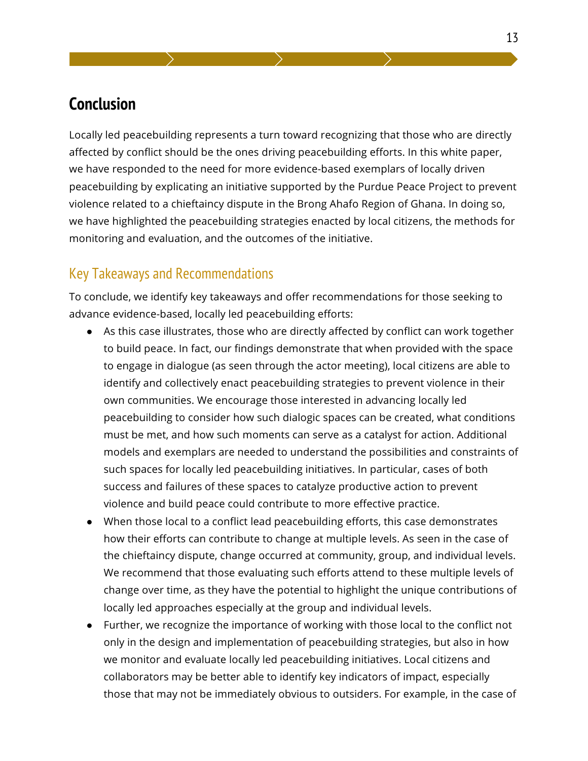## Conclusion

Locally led peacebuilding represents a turn toward recognizing that those who are directly affected by conflict should be the ones driving peacebuilding efforts. In this white paper, we have responded to the need for more evidence-based exemplars of locally driven peacebuilding by explicating an initiative supported by the Purdue Peace Project to prevent violence related to a chieftaincy dispute in the Brong Ahafo Region of Ghana. In doing so, we have highlighted the peacebuilding strategies enacted by local citizens, the methods for monitoring and evaluation, and the outcomes of the initiative.

### Key Takeaways and Recommendations

To conclude, we identify key takeaways and offer recommendations for those seeking to advance evidence-based, locally led peacebuilding efforts:

- As this case illustrates, those who are directly affected by conflict can work together to build peace. In fact, our findings demonstrate that when provided with the space to engage in dialogue (as seen through the actor meeting), local citizens are able to identify and collectively enact peacebuilding strategies to prevent violence in their own communities. We encourage those interested in advancing locally led peacebuilding to consider how such dialogic spaces can be created, what conditions must be met, and how such moments can serve as a catalyst for action. Additional models and exemplars are needed to understand the possibilities and constraints of such spaces for locally led peacebuilding initiatives. In particular, cases of both success and failures of these spaces to catalyze productive action to prevent violence and build peace could contribute to more effective practice.
- When those local to a conflict lead peacebuilding efforts, this case demonstrates how their efforts can contribute to change at multiple levels. As seen in the case of the chieftaincy dispute, change occurred at community, group, and individual levels. We recommend that those evaluating such efforts attend to these multiple levels of change over time, as they have the potential to highlight the unique contributions of locally led approaches especially at the group and individual levels.
- Further, we recognize the importance of working with those local to the conflict not only in the design and implementation of peacebuilding strategies, but also in how we monitor and evaluate locally led peacebuilding initiatives. Local citizens and collaborators may be better able to identify key indicators of impact, especially those that may not be immediately obvious to outsiders. For example, in the case of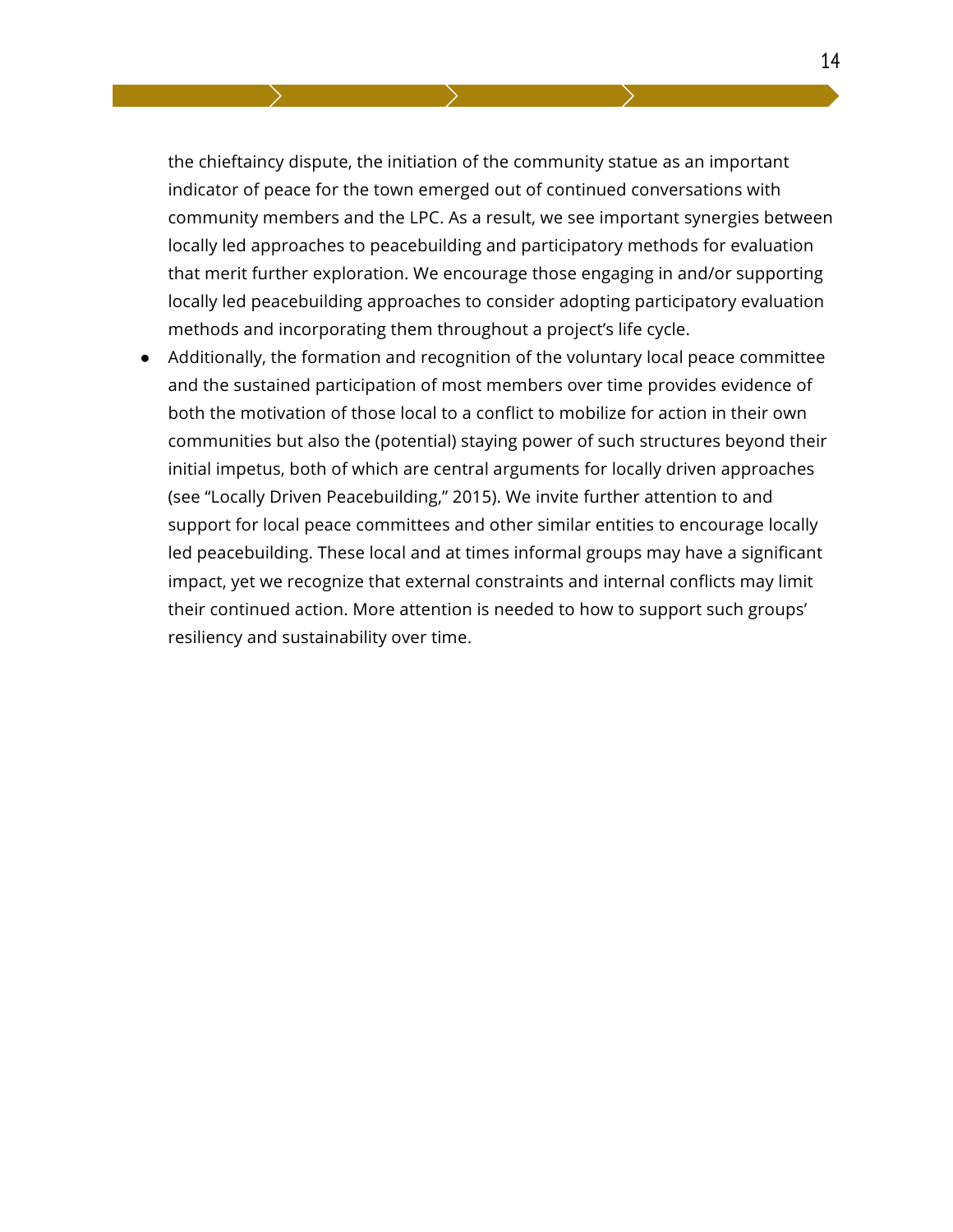the chieftaincy dispute, the initiation of the community statue as an important indicator of peace for the town emerged out of continued conversations with community members and the LPC. As a result, we see important synergies between locally led approaches to peacebuilding and participatory methods for evaluation that merit further exploration. We encourage those engaging in and/or supporting locally led peacebuilding approaches to consider adopting participatory evaluation methods and incorporating them throughout a project's life cycle.

- Additionally, the formation and recognition of the voluntary local peace committee and the sustained participation of most members over time provides evidence of both the motivation of those local to a conflict to mobilize for action in their own communities but also the (potential) staying power of such structures beyond their initial impetus, both of which are central arguments for locally driven approaches (see "Locally Driven Peacebuilding," 2015). We invite further attention to and support for local peace committees and other similar entities to encourage locally led peacebuilding. These local and at times informal groups may have a significant impact, yet we recognize that external constraints and internal conflicts may limit their continued action. More attention is needed to how to support such groups' resiliency and sustainability over time.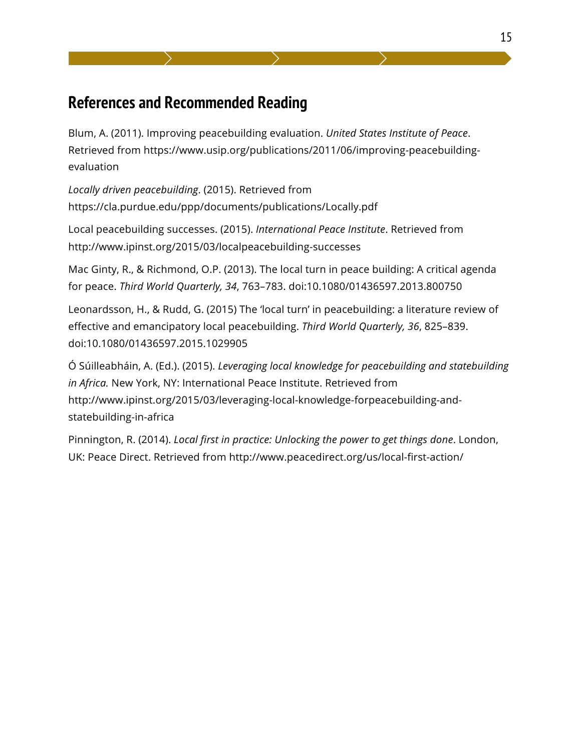## References and Recommended Reading

Blum, A. (2011). Improving peacebuilding evaluation. *United States Institute of Peace*. Retrieved from https://www.usip.org/publications/2011/06/improving-peacebuilding-evaluation

*Locally driven peacebuilding*. (2015). Retrieved from https://cla.purdue.edu/ppp/documents/publications/Locally.pdf

Local peacebuilding successes. (2015). *International Peace Institute*. Retrieved from http://www.ipinst.org/2015/03/localpeacebuilding-successes

Mac Ginty, R., & Richmond, O.P. (2013). The local turn in peace building: A critical agenda for peace. *Third World Quarterly, 34*, 763–783. doi:10.1080/01436597.2013.800750

Leonardsson, H., & Rudd, G. (2015) The 'local turn' in peacebuilding: a literature review of effective and emancipatory local peacebuilding. *Third World Quarterly, 36*, 825–839. doi:10.1080/01436597.2015.1029905

Ó Súilleabháin, A. (Ed.). (2015). *Leveraging local knowledge for peacebuilding and statebuilding in Africa.* New York, NY: International Peace Institute. Retrieved from http://www.ipinst.org/2015/03/leveraging-local-knowledge-forpeacebuilding-and-statebuilding-in-africa

Pinnington, R. (2014). *Local first in practice: Unlocking the power to get things done*. London, UK: Peace Direct. Retrieved from http://www.peacedirect.org/us/local-first-action/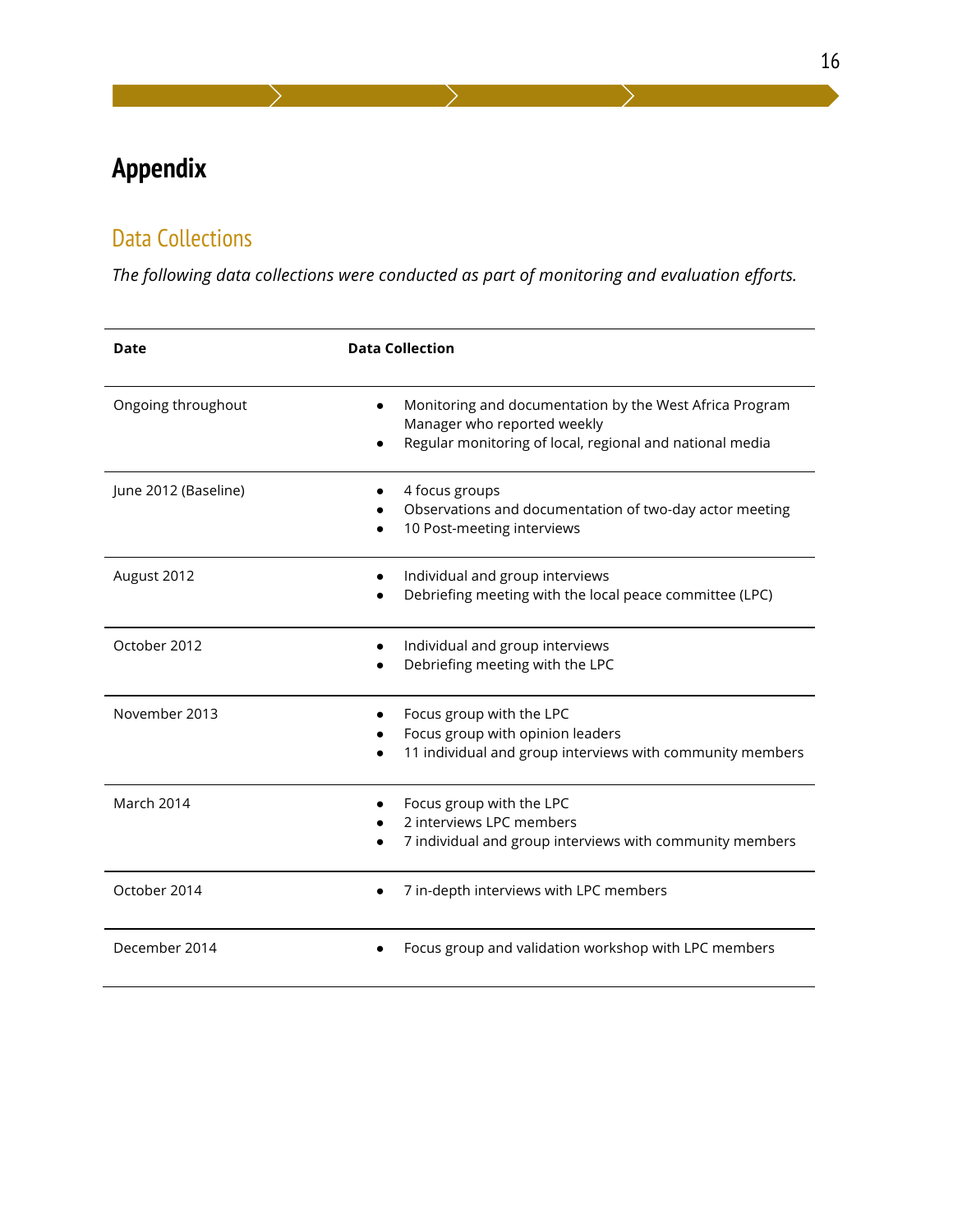# Appendix

## Data Collections

*The following data collections were conducted as part of monitoring and evaluation efforts.*

| Date | Data Collection |
|---|---|
| Ongoing throughout | • Monitoring and documentation by the West Africa Program Manager who reported weekly<br>• Regular monitoring of local, regional and national media |
| June 2012 (Baseline) | • 4 focus groups<br>• Observations and documentation of two-day actor meeting<br>• 10 Post-meeting interviews |
| August 2012 | • Individual and group interviews<br>• Debriefing meeting with the local peace committee (LPC) |
| October 2012 | • Individual and group interviews<br>• Debriefing meeting with the LPC |
| November 2013 | • Focus group with the LPC<br>• Focus group with opinion leaders<br>• 11 individual and group interviews with community members |
| March 2014 | • Focus group with the LPC<br>• 2 interviews LPC members<br>• 7 individual and group interviews with community members |
| October 2014 | • 7 in-depth interviews with LPC members |
| December 2014 | • Focus group and validation workshop with LPC members |